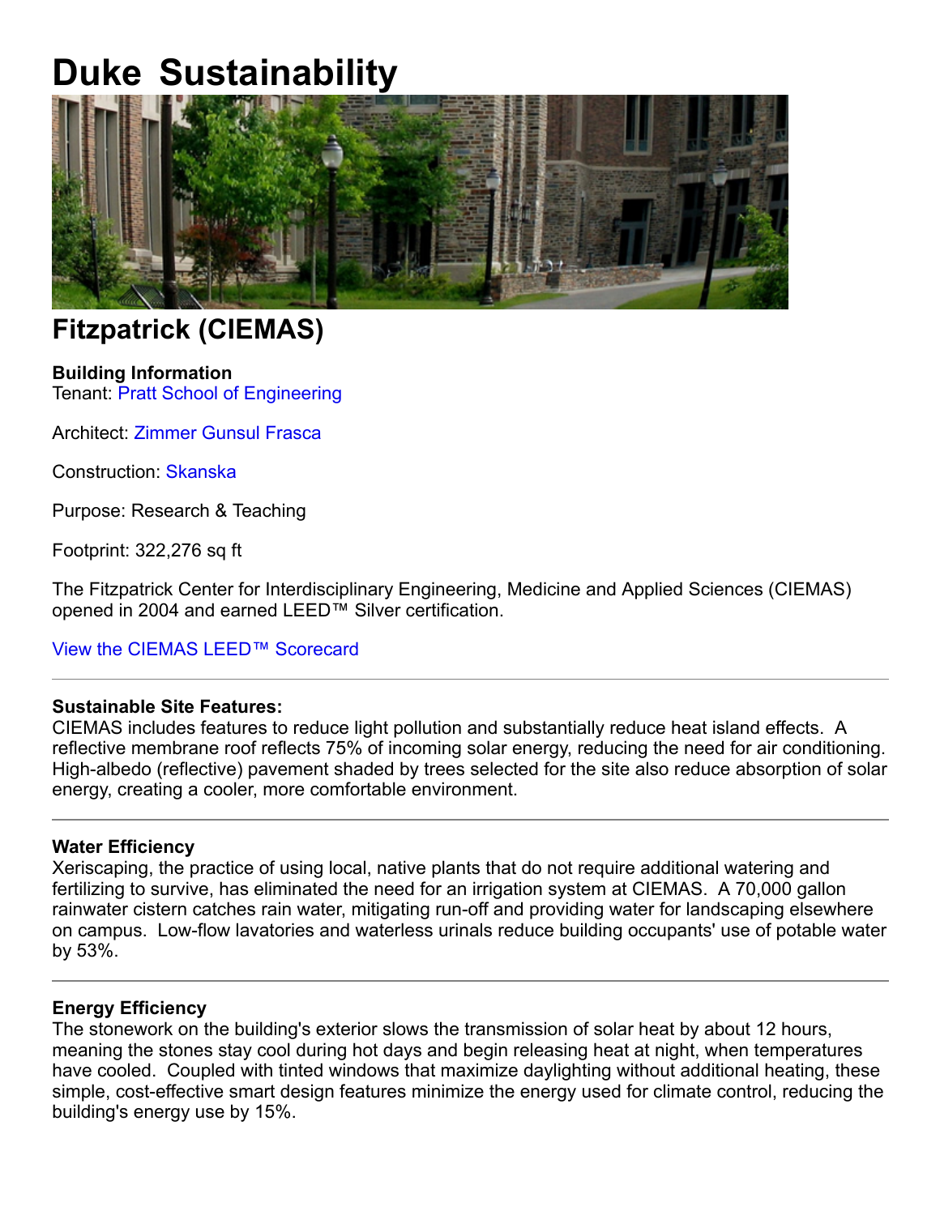# Duke Sustainability

## Fitzpatrick (CIEMAS)

**Building Information**
Tenant: Pratt School of Engineering

Architect: Zimmer Gunsul Frasca

Construction: Skanska

Purpose: Research & Teaching

Footprint: 322,276 sq ft

The Fitzpatrick Center for Interdisciplinary Engineering, Medicine and Applied Sciences (CIEMAS) opened in 2004 and earned LEED™ Silver certification.

View the CIEMAS LEED™ Scorecard

---

**Sustainable Site Features:**
CIEMAS includes features to reduce light pollution and substantially reduce heat island effects. A reflective membrane roof reflects 75% of incoming solar energy, reducing the need for air conditioning. High-albedo (reflective) pavement shaded by trees selected for the site also reduce absorption of solar energy, creating a cooler, more comfortable environment.

---

**Water Efficiency**
Xeriscaping, the practice of using local, native plants that do not require additional watering and fertilizing to survive, has eliminated the need for an irrigation system at CIEMAS. A 70,000 gallon rainwater cistern catches rain water, mitigating run-off and providing water for landscaping elsewhere on campus. Low-flow lavatories and waterless urinals reduce building occupants' use of potable water by 53%.

---

**Energy Efficiency**
The stonework on the building's exterior slows the transmission of solar heat by about 12 hours, meaning the stones stay cool during hot days and begin releasing heat at night, when temperatures have cooled. Coupled with tinted windows that maximize daylighting without additional heating, these simple, cost-effective smart design features minimize the energy used for climate control, reducing the building's energy use by 15%.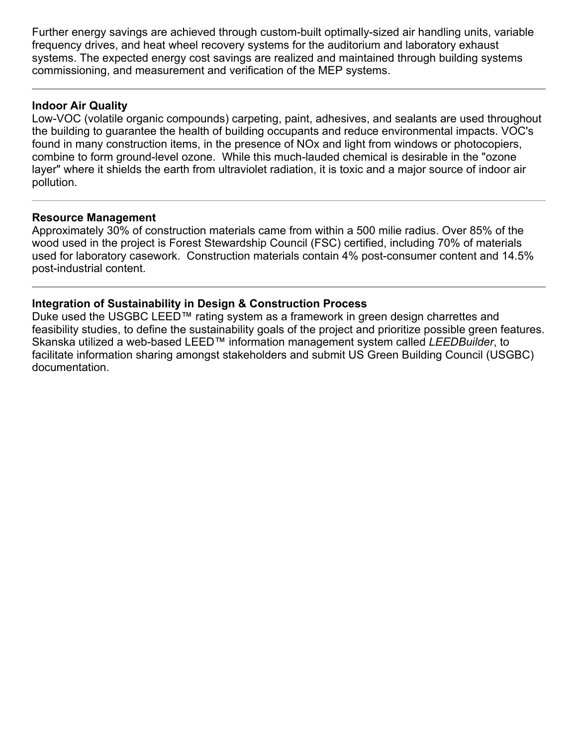Further energy savings are achieved through custom-built optimally-sized air handling units, variable frequency drives, and heat wheel recovery systems for the auditorium and laboratory exhaust systems. The expected energy cost savings are realized and maintained through building systems commissioning, and measurement and verification of the MEP systems.

---

**Indoor Air Quality**

Low-VOC (volatile organic compounds) carpeting, paint, adhesives, and sealants are used throughout the building to guarantee the health of building occupants and reduce environmental impacts. VOC's found in many construction items, in the presence of NOx and light from windows or photocopiers, combine to form ground-level ozone. While this much-lauded chemical is desirable in the "ozone layer" where it shields the earth from ultraviolet radiation, it is toxic and a major source of indoor air pollution.

---

**Resource Management**

Approximately 30% of construction materials came from within a 500 milie radius. Over 85% of the wood used in the project is Forest Stewardship Council (FSC) certified, including 70% of materials used for laboratory casework. Construction materials contain 4% post-consumer content and 14.5% post-industrial content.

---

**Integration of Sustainability in Design & Construction Process**

Duke used the USGBC LEED™ rating system as a framework in green design charrettes and feasibility studies, to define the sustainability goals of the project and prioritize possible green features. Skanska utilized a web-based LEED™ information management system called *LEEDBuilder*, to facilitate information sharing amongst stakeholders and submit US Green Building Council (USGBC) documentation.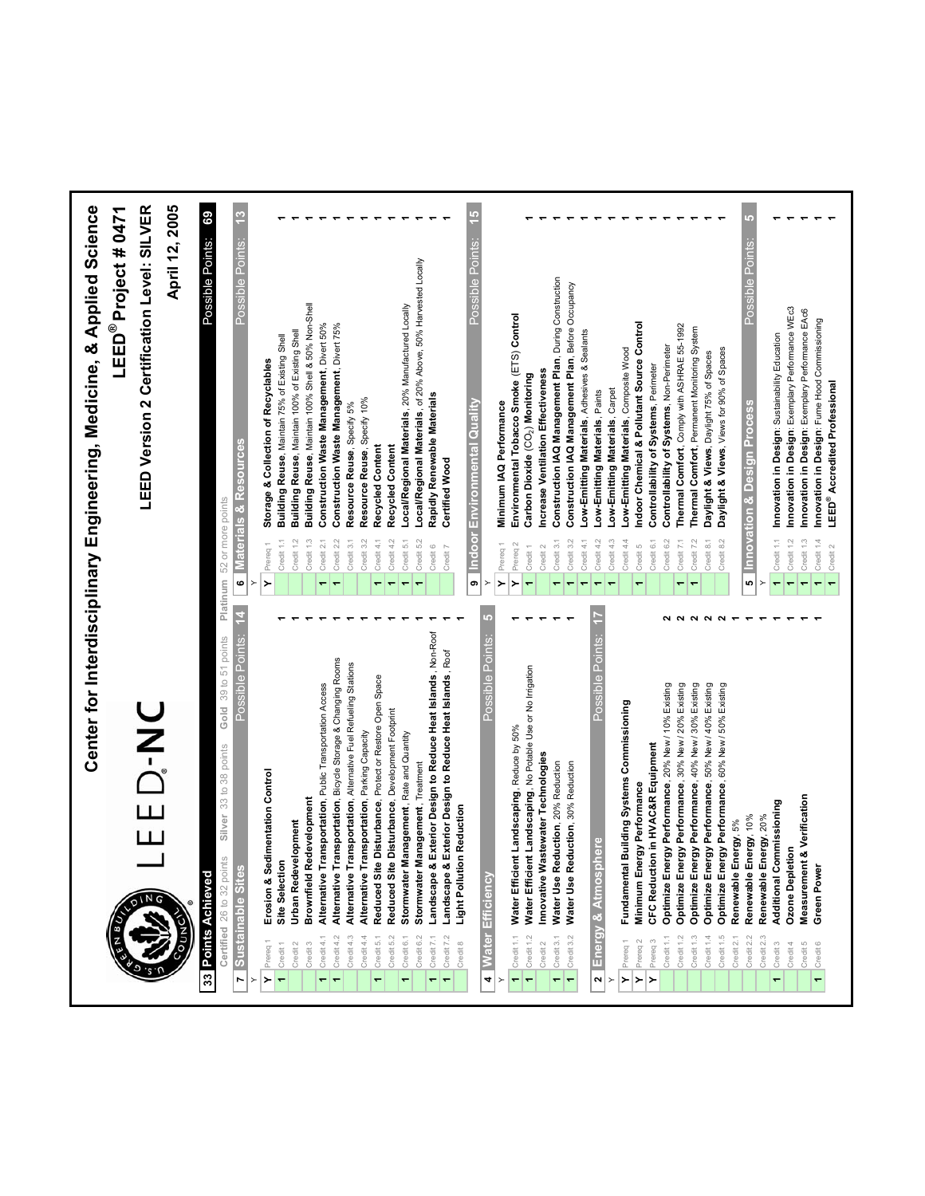# Center for Interdisciplinary Engineering, Medicine, & Applied Science

**LEED® Project # 0471**

**LEED Version 2 Certification Level: SILVER**

**April 12, 2005**

LEED-NC

| 33 | Points Achieved | | Possible Points: 69 |
|---|---|---|---|

Certified 26 to 32 points | Silver 33 to 38 points | Gold 39 to 51 points | Platinum 52 or more points

## Sustainable Sites

| Achieved | | Credit | Possible Points: 14 |
|---|---|---|---|
| 7 | | **Sustainable Sites** | 14 |
| Y | Prereq 1 | **Erosion & Sedimentation Control** | |
| 1 | Credit 1 | **Site Selection** | 1 |
| | Credit 2 | **Urban Redevelopment** | 1 |
| | Credit 3 | **Brownfield Redevelopment** | 1 |
| 1 | Credit 4.1 | **Alternative Transportation**, Public Transportation Access | 1 |
| 1 | Credit 4.2 | **Alternative Transportation**, Bicycle Storage & Changing Rooms | 1 |
| | Credit 4.3 | **Alternative Transportation**, Alternative Fuel Refueling Stations | 1 |
| | Credit 4.4 | **Alternative Transportation**, Parking Capacity | 1 |
| 1 | Credit 5.1 | **Reduced Site Disturbance**, Protect or Restore Open Space | 1 |
| | Credit 5.2 | **Reduced Site Disturbance**, Development Footprint | 1 |
| 1 | Credit 6.1 | **Stormwater Management**, Rate and Quantity | 1 |
| | Credit 6.2 | **Stormwater Management**, Treatment | 1 |
| 1 | Credit 7.1 | **Landscape & Exterior Design to Reduce Heat Islands**, Non-Roof | 1 |
| 1 | Credit 7.2 | **Landscape & Exterior Design to Reduce Heat Islands**, Roof | 1 |
| | Credit 8 | **Light Pollution Reduction** | 1 |

## Water Efficiency

| Achieved | | Credit | Possible Points: 5 |
|---|---|---|---|
| 4 | | **Water Efficiency** | 5 |
| 1 | Credit 1.1 | **Water Efficient Landscaping**, Reduce by 50% | 1 |
| 1 | Credit 1.2 | **Water Efficient Landscaping**, No Potable Use or No Irrigation | 1 |
| | Credit 2 | **Innovative Wastewater Technologies** | 1 |
| 1 | Credit 3.1 | **Water Use Reduction**, 20% Reduction | 1 |
| 1 | Credit 3.2 | **Water Use Reduction**, 30% Reduction | 1 |

## Energy & Atmosphere

| Achieved | | Credit | Possible Points: 17 |
|---|---|---|---|
| 2 | | **Energy & Atmosphere** | 17 |
| Y | Prereq 1 | **Fundamental Building Systems Commissioning** | |
| Y | Prereq 2 | **Minimum Energy Performance** | |
| Y | Prereq 3 | **CFC Reduction in HVAC&R Equipment** | |
| | Credit 1.1 | **Optimize Energy Performance**, 20% New / 10% Existing | 2 |
| | Credit 1.2 | **Optimize Energy Performance**, 30% New / 20% Existing | 2 |
| | Credit 1.3 | **Optimize Energy Performance**, 40% New / 30% Existing | 2 |
| | Credit 1.4 | **Optimize Energy Performance**, 50% New / 40% Existing | 2 |
| | Credit 1.5 | **Optimize Energy Performance**, 60% New / 50% Existing | 2 |
| | Credit 2.1 | **Renewable Energy**, 5% | 1 |
| | Credit 2.2 | **Renewable Energy**, 10% | 1 |
| | Credit 2.3 | **Renewable Energy**, 20% | 1 |
| 1 | Credit 3 | **Additional Commissioning** | 1 |
| | Credit 4 | **Ozone Depletion** | 1 |
| | Credit 5 | **Measurement & Verification** | 1 |
| 1 | Credit 6 | **Green Power** | 1 |

## Materials & Resources

| Achieved | | Credit | Possible Points: 13 |
|---|---|---|---|
| 6 | | **Materials & Resources** | 13 |
| Y | Prereq 1 | **Storage & Collection of Recyclables** | |
| | Credit 1.1 | **Building Reuse**, Maintain 75% of Existing Shell | 1 |
| | Credit 1.2 | **Building Reuse**, Maintain 100% of Existing Shell | 1 |
| | Credit 1.3 | **Building Reuse**, Maintain 100% Shell & 50% Non-Shell | 1 |
| 1 | Credit 2.1 | **Construction Waste Management**, Divert 50% | 1 |
| 1 | Credit 2.2 | **Construction Waste Management**, Divert 75% | 1 |
| | Credit 3.1 | **Resource Reuse**, Specify 5% | 1 |
| | Credit 3.2 | **Resource Reuse**, Specify 10% | 1 |
| 1 | Credit 4.1 | **Recycled Content** | 1 |
| 1 | Credit 4.2 | **Recycled Content** | 1 |
| 1 | Credit 5.1 | **Local/Regional Materials**, 20% Manufactured Locally | 1 |
| 1 | Credit 5.2 | **Local/Regional Materials**, of 20% Above, 50% Harvested Locally | 1 |
| | Credit 6 | **Rapidly Renewable Materials** | 1 |
| | Credit 7 | **Certified Wood** | 1 |

## Indoor Environmental Quality

| Achieved | | Credit | Possible Points: 15 |
|---|---|---|---|
| 9 | | **Indoor Environmental Quality** | 15 |
| Y | Prereq 1 | **Minimum IAQ Performance** | |
| Y | Prereq 2 | **Environmental Tobacco Smoke (ETS) Control** | |
| 1 | Credit 1 | **Carbon Dioxide ($CO_2$) Monitoring** | 1 |
| | Credit 2 | **Increase Ventilation Effectiveness** | 1 |
| 1 | Credit 3.1 | **Construction IAQ Management Plan**, During Construction | 1 |
| 1 | Credit 3.2 | **Construction IAQ Management Plan**, Before Occupancy | 1 |
| 1 | Credit 4.1 | **Low-Emitting Materials**, Adhesives & Sealants | 1 |
| 1 | Credit 4.2 | **Low-Emitting Materials**, Paints | 1 |
| 1 | Credit 4.3 | **Low-Emitting Materials**, Carpet | 1 |
| | Credit 4.4 | **Low-Emitting Materials**, Composite Wood | 1 |
| 1 | Credit 5 | **Indoor Chemical & Pollutant Source Control** | 1 |
| | Credit 6.1 | **Controllability of Systems**, Perimeter | 1 |
| | Credit 6.2 | **Controllability of Systems**, Non-Perimeter | 1 |
| 1 | Credit 7.1 | **Thermal Comfort**, Comply with ASHRAE 55-1992 | 1 |
| 1 | Credit 7.2 | **Thermal Comfort**, Permanent Monitoring System | 1 |
| | Credit 8.1 | **Daylight & Views**, Daylight 75% of Spaces | 1 |
| | Credit 8.2 | **Daylight & Views**, Views for 90% of Spaces | 1 |

## Innovation & Design Process

| Achieved | | Credit | Possible Points: 5 |
|---|---|---|---|
| 5 | | **Innovation & Design Process** | 5 |
| 1 | Credit 1.1 | **Innovation in Design**: Sustainability Education | 1 |
| 1 | Credit 1.2 | **Innovation in Design**: Exemplary Performance WEc3 | 1 |
| 1 | Credit 1.3 | **Innovation in Design**: Exemplary Performance EAc6 | 1 |
| 1 | Credit 1.4 | **Innovation in Design**: Fume Hood Commissioning | 1 |
| 1 | Credit 2 | **LEED® Accredited Professional** | 1 |